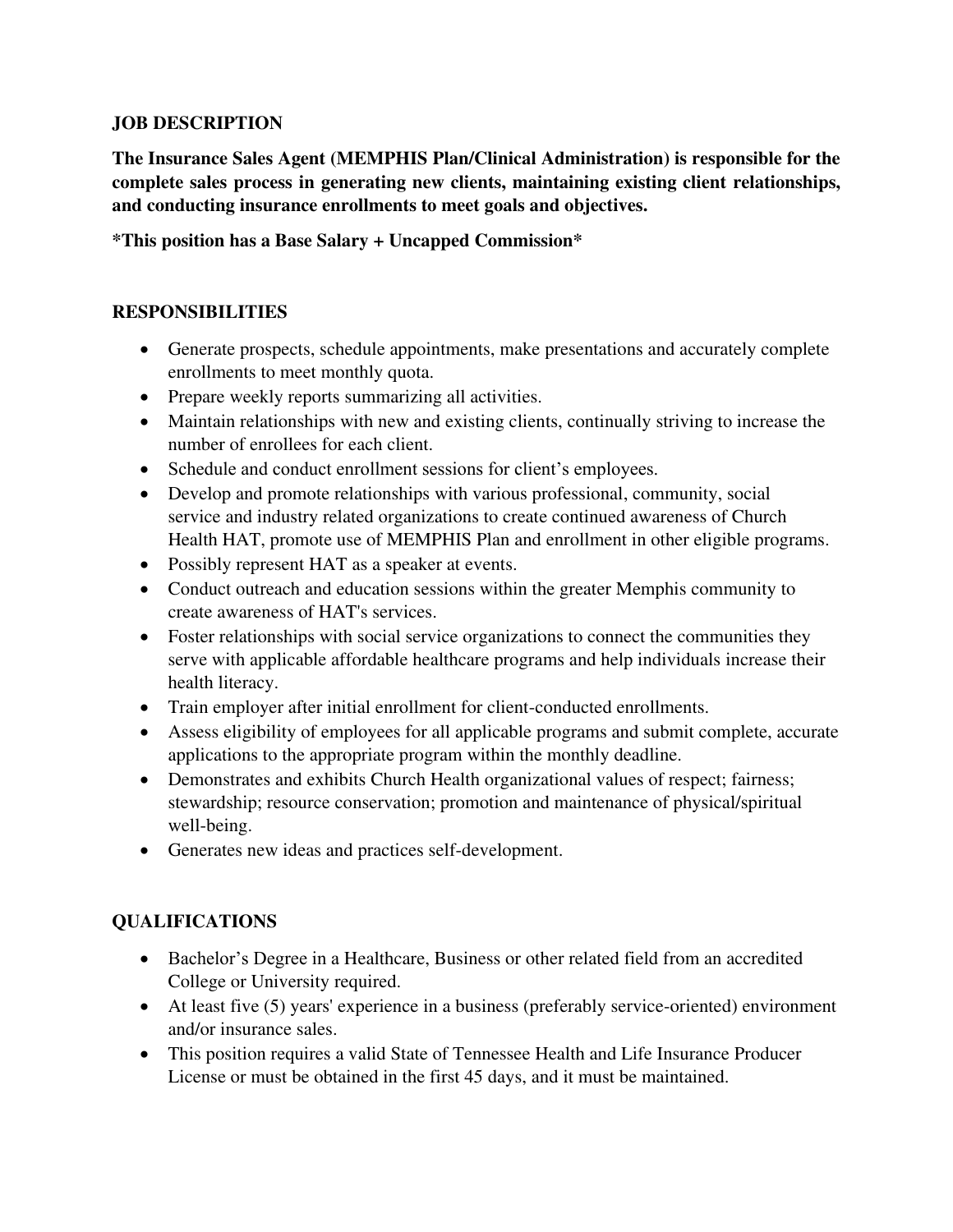## JOB DESCRIPTION

**The Insurance Sales Agent (MEMPHIS Plan/Clinical Administration) is responsible for the complete sales process in generating new clients, maintaining existing client relationships, and conducting insurance enrollments to meet goals and objectives.**

***This position has a Base Salary + Uncapped Commission***

## RESPONSIBILITIES

- Generate prospects, schedule appointments, make presentations and accurately complete enrollments to meet monthly quota.
- Prepare weekly reports summarizing all activities.
- Maintain relationships with new and existing clients, continually striving to increase the number of enrollees for each client.
- Schedule and conduct enrollment sessions for client's employees.
- Develop and promote relationships with various professional, community, social service and industry related organizations to create continued awareness of Church Health HAT, promote use of MEMPHIS Plan and enrollment in other eligible programs.
- Possibly represent HAT as a speaker at events.
- Conduct outreach and education sessions within the greater Memphis community to create awareness of HAT's services.
- Foster relationships with social service organizations to connect the communities they serve with applicable affordable healthcare programs and help individuals increase their health literacy.
- Train employer after initial enrollment for client-conducted enrollments.
- Assess eligibility of employees for all applicable programs and submit complete, accurate applications to the appropriate program within the monthly deadline.
- Demonstrates and exhibits Church Health organizational values of respect; fairness; stewardship; resource conservation; promotion and maintenance of physical/spiritual well-being.
- Generates new ideas and practices self-development.

## QUALIFICATIONS

- Bachelor's Degree in a Healthcare, Business or other related field from an accredited College or University required.
- At least five (5) years' experience in a business (preferably service-oriented) environment and/or insurance sales.
- This position requires a valid State of Tennessee Health and Life Insurance Producer License or must be obtained in the first 45 days, and it must be maintained.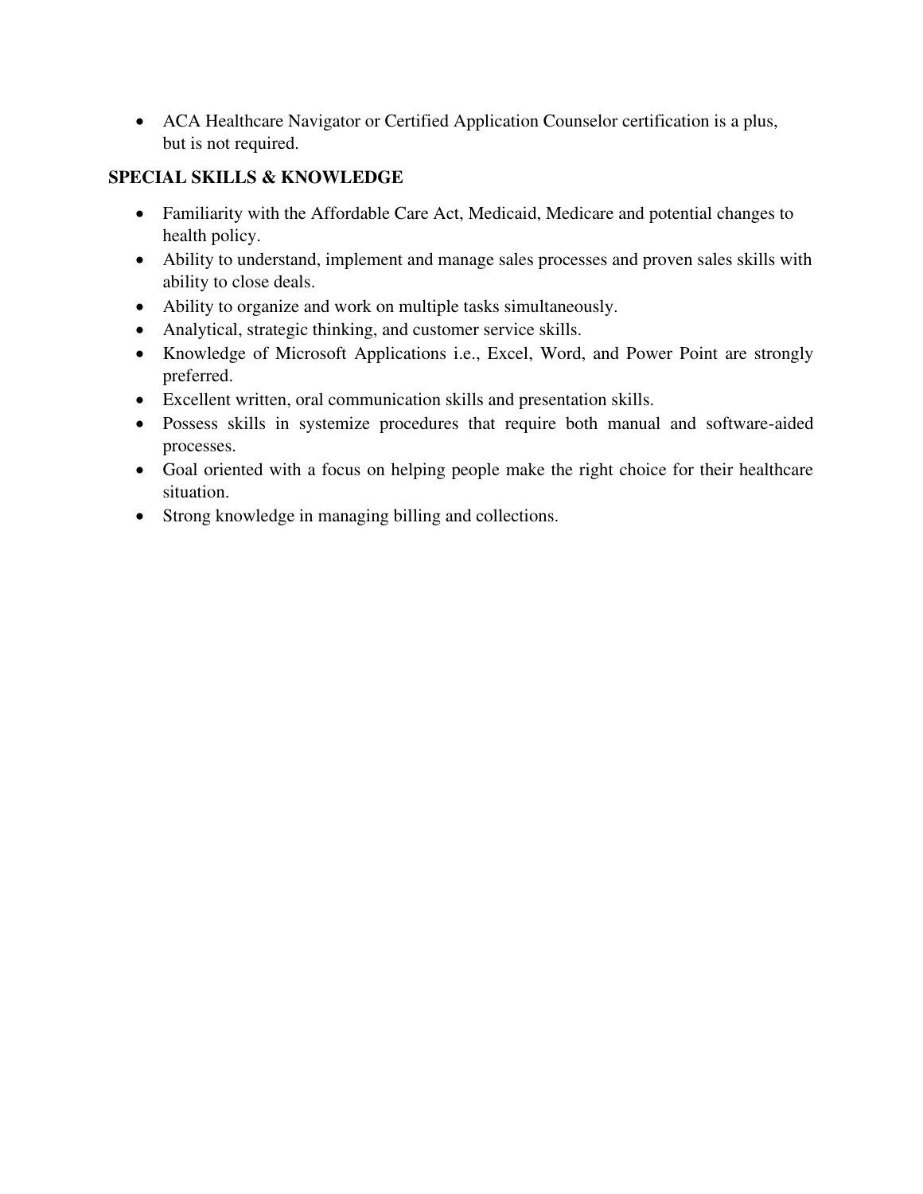- ACA Healthcare Navigator or Certified Application Counselor certification is a plus, but is not required.

**SPECIAL SKILLS & KNOWLEDGE**

- Familiarity with the Affordable Care Act, Medicaid, Medicare and potential changes to health policy.
- Ability to understand, implement and manage sales processes and proven sales skills with ability to close deals.
- Ability to organize and work on multiple tasks simultaneously.
- Analytical, strategic thinking, and customer service skills.
- Knowledge of Microsoft Applications i.e., Excel, Word, and Power Point are strongly preferred.
- Excellent written, oral communication skills and presentation skills.
- Possess skills in systemize procedures that require both manual and software-aided processes.
- Goal oriented with a focus on helping people make the right choice for their healthcare situation.
- Strong knowledge in managing billing and collections.